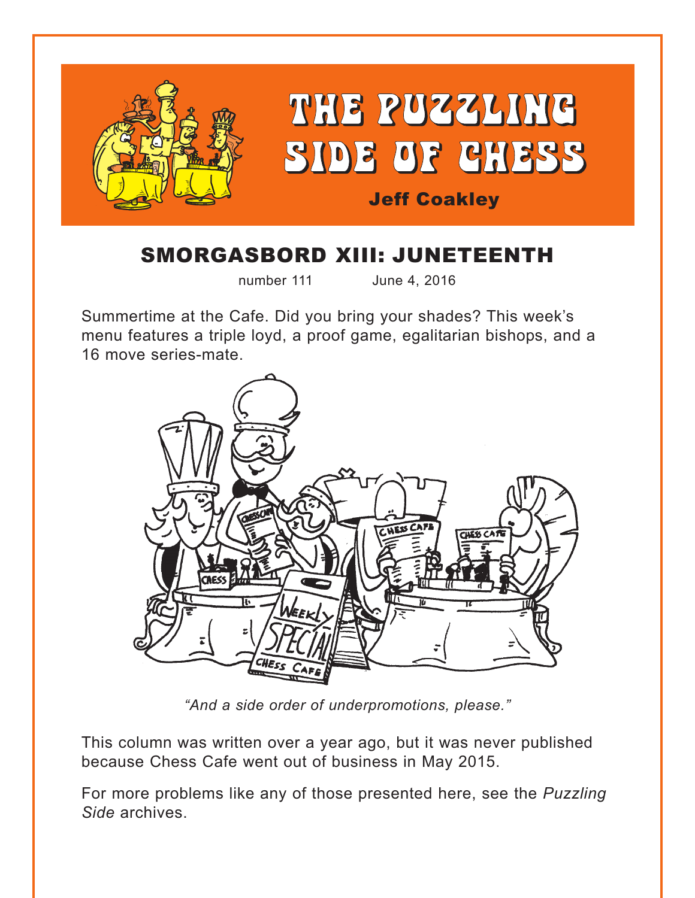# THE PUZZLING SIDE OF CHESS

Jeff Coakley

## SMORGASBORD XIII: JUNETEENTH

number 111 June 4, 2016

Summertime at the Cafe. Did you bring your shades? This week's menu features a triple loyd, a proof game, egalitarian bishops, and a 16 move series-mate.

*"And a side order of underpromotions, please."*

This column was written over a year ago, but it was never published because Chess Cafe went out of business in May 2015.

For more problems like any of those presented here, see the *Puzzling Side* archives.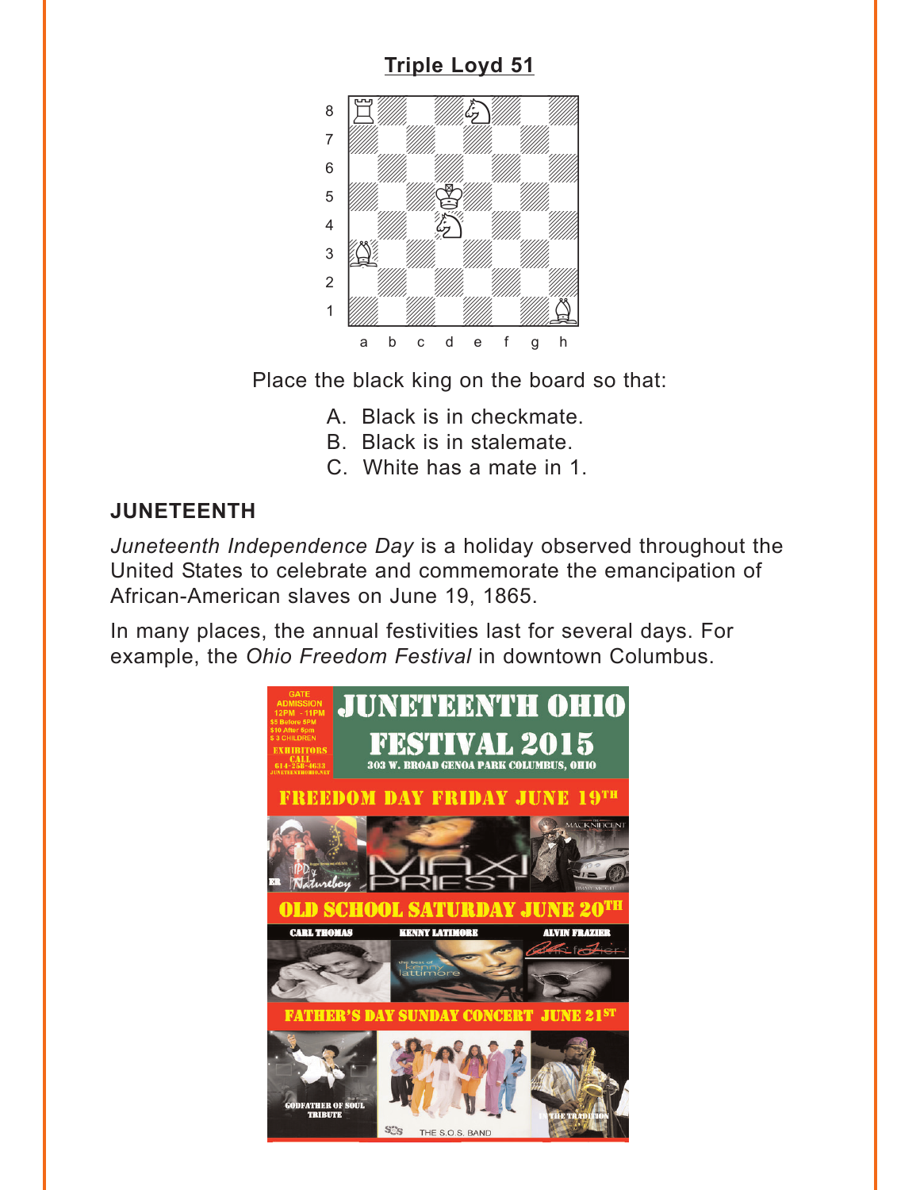## Triple Loyd 51

Place the black king on the board so that:

A. Black is in checkmate.
B. Black is in stalemate.
C. White has a mate in 1.

### JUNETEENTH

*Juneteenth Independence Day* is a holiday observed throughout the United States to celebrate and commemorate the emancipation of African-American slaves on June 19, 1865.

In many places, the annual festivities last for several days. For example, the *Ohio Freedom Festival* in downtown Columbus.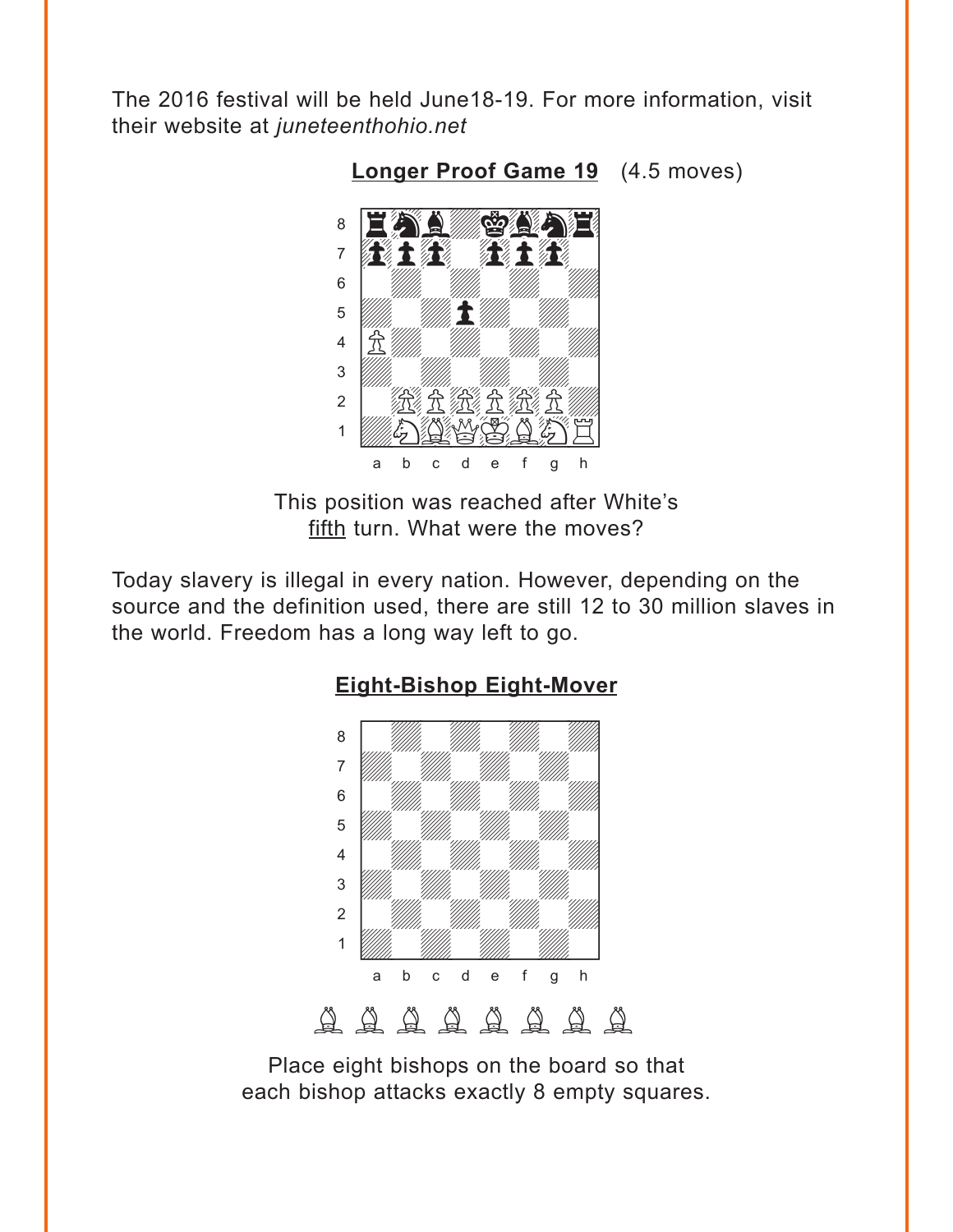The 2016 festival will be held June18-19. For more information, visit their website at *juneteenthohio.net*

**Longer Proof Game 19** (4.5 moves)

This position was reached after White's fifth turn. What were the moves?

Today slavery is illegal in every nation. However, depending on the source and the definition used, there are still 12 to 30 million slaves in the world. Freedom has a long way left to go.

**Eight-Bishop Eight-Mover**

Place eight bishops on the board so that each bishop attacks exactly 8 empty squares.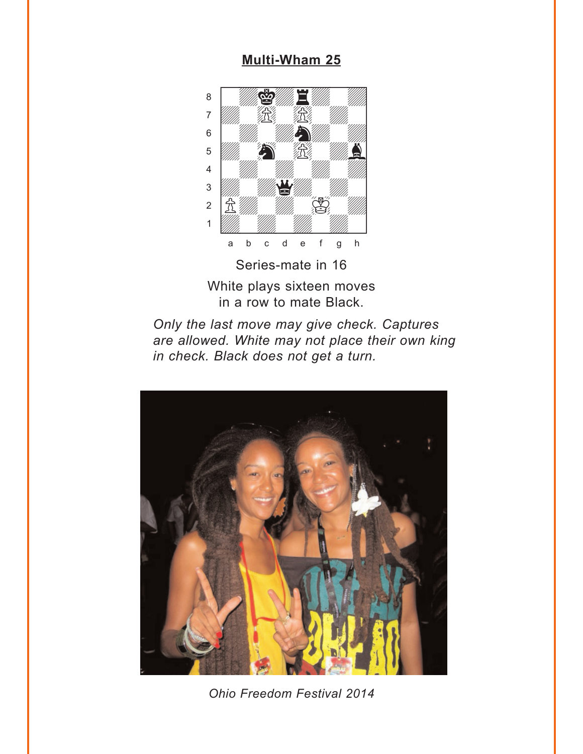## Multi-Wham 25

Series-mate in 16

White plays sixteen moves in a row to mate Black.

*Only the last move may give check. Captures are allowed. White may not place their own king in check. Black does not get a turn.*

*Ohio Freedom Festival 2014*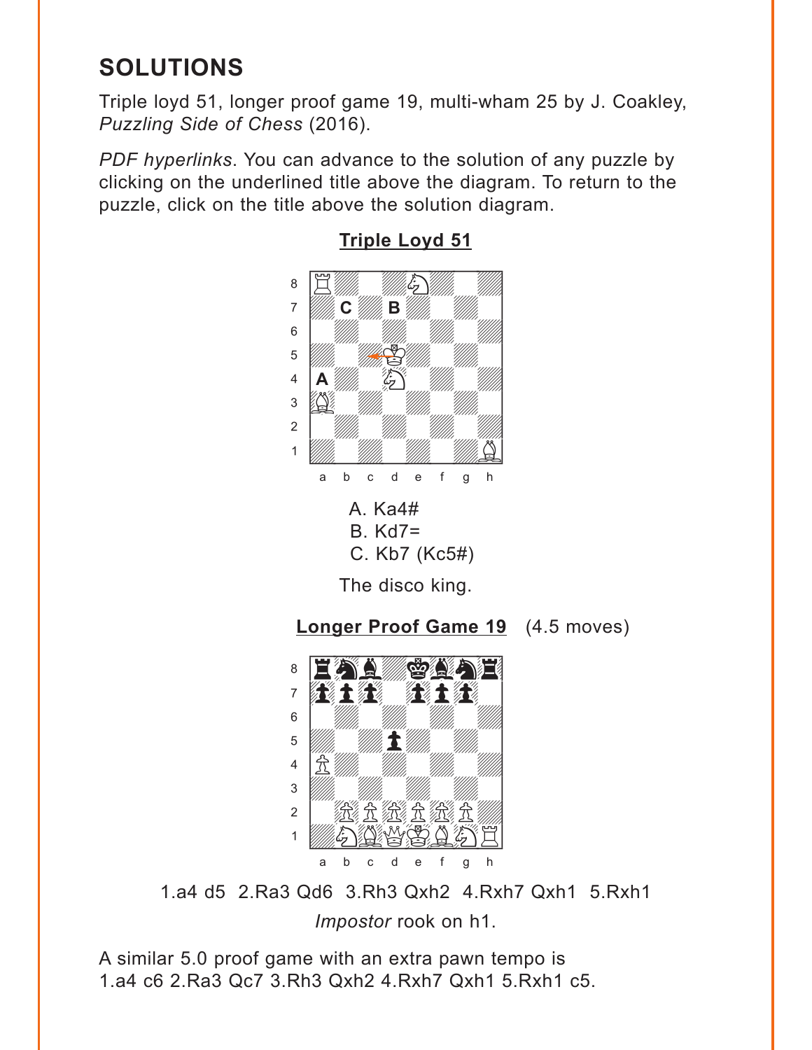# SOLUTIONS

Triple loyd 51, longer proof game 19, multi-wham 25 by J. Coakley, *Puzzling Side of Chess* (2016).

*PDF hyperlinks*. You can advance to the solution of any puzzle by clicking on the underlined title above the diagram. To return to the puzzle, click on the title above the solution diagram.

## Triple Loyd 51

A. Ka4#
B. Kd7=
C. Kb7 (Kc5#)

The disco king.

## Longer Proof Game 19 (4.5 moves)

1.a4 d5 2.Ra3 Qd6 3.Rh3 Qxh2 4.Rxh7 Qxh1 5.Rxh1

*Impostor* rook on h1.

A similar 5.0 proof game with an extra pawn tempo is 1.a4 c6 2.Ra3 Qc7 3.Rh3 Qxh2 4.Rxh7 Qxh1 5.Rxh1 c5.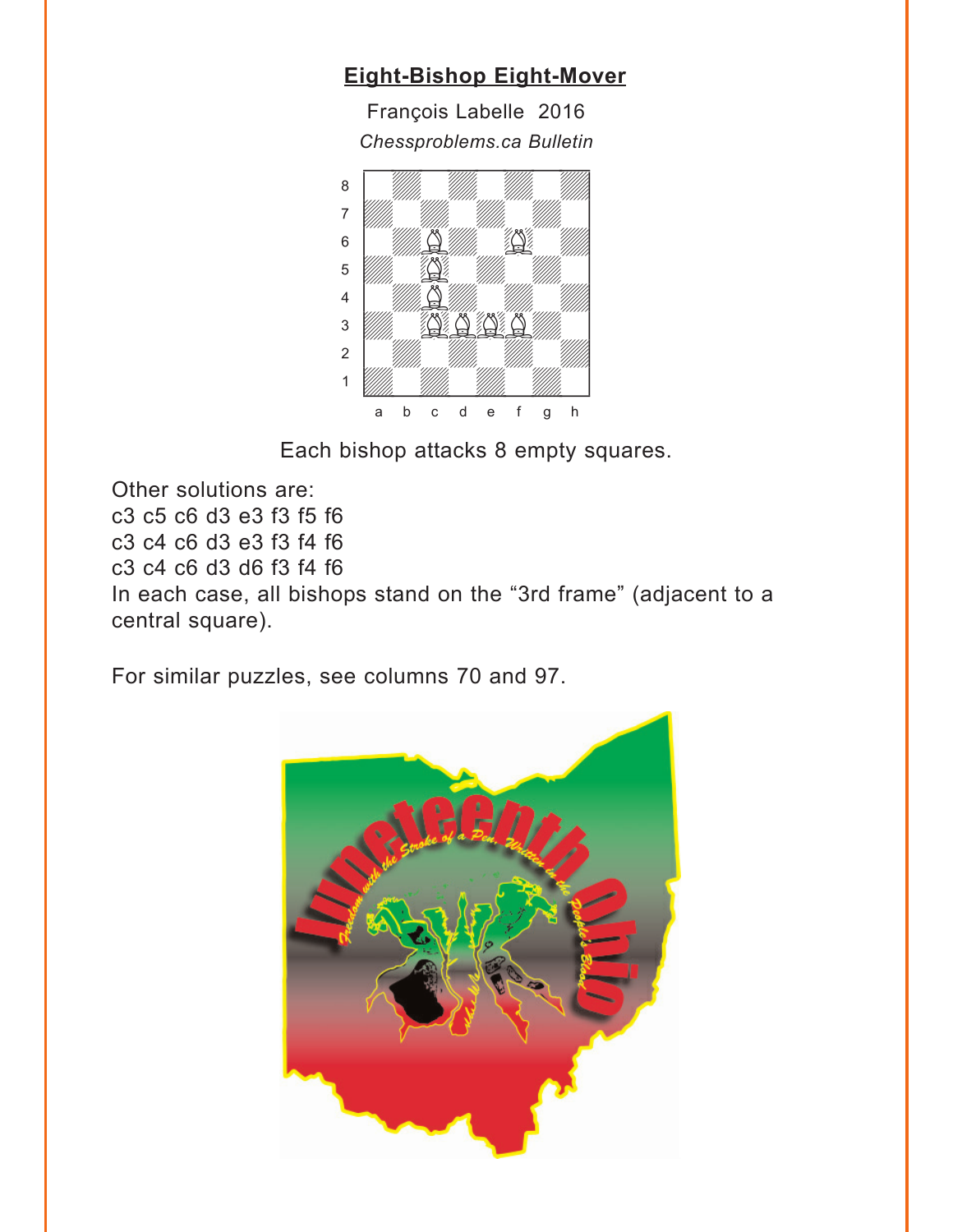## Eight-Bishop Eight-Mover

François Labelle 2016

*Chessproblems.ca Bulletin*

Each bishop attacks 8 empty squares.

Other solutions are:
c3 c5 c6 d3 e3 f3 f5 f6
c3 c4 c6 d3 e3 f3 f4 f6
c3 c4 c6 d3 d6 f3 f4 f6
In each case, all bishops stand on the "3rd frame" (adjacent to a central square).

For similar puzzles, see columns 70 and 97.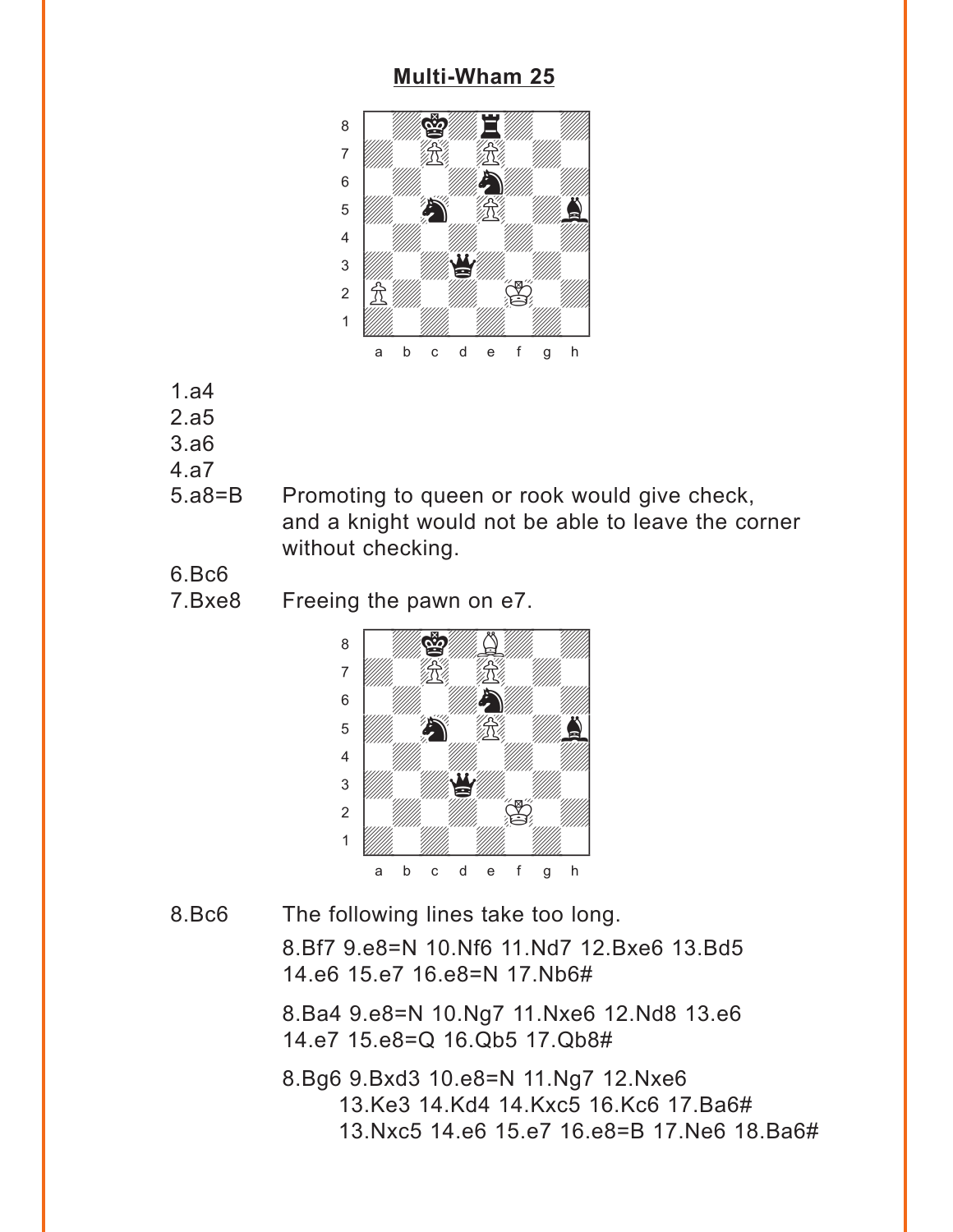## Multi-Wham 25

1.a4
2.a5
3.a6
4.a7
5.a8=B — Promoting to queen or rook would give check, and a knight would not be able to leave the corner without checking.
6.Bc6
7.Bxe8 — Freeing the pawn on e7.

8.Bc6 — The following lines take too long.

8.Bf7 9.e8=N 10.Nf6 11.Nd7 12.Bxe6 13.Bd5 14.e6 15.e7 16.e8=N 17.Nb6#

8.Ba4 9.e8=N 10.Ng7 11.Nxe6 12.Nd8 13.e6 14.e7 15.e8=Q 16.Qb5 17.Qb8#

8.Bg6 9.Bxd3 10.e8=N 11.Ng7 12.Nxe6
  13.Ke3 14.Kd4 14.Kxc5 16.Kc6 17.Ba6#
  13.Nxc5 14.e6 15.e7 16.e8=B 17.Ne6 18.Ba6#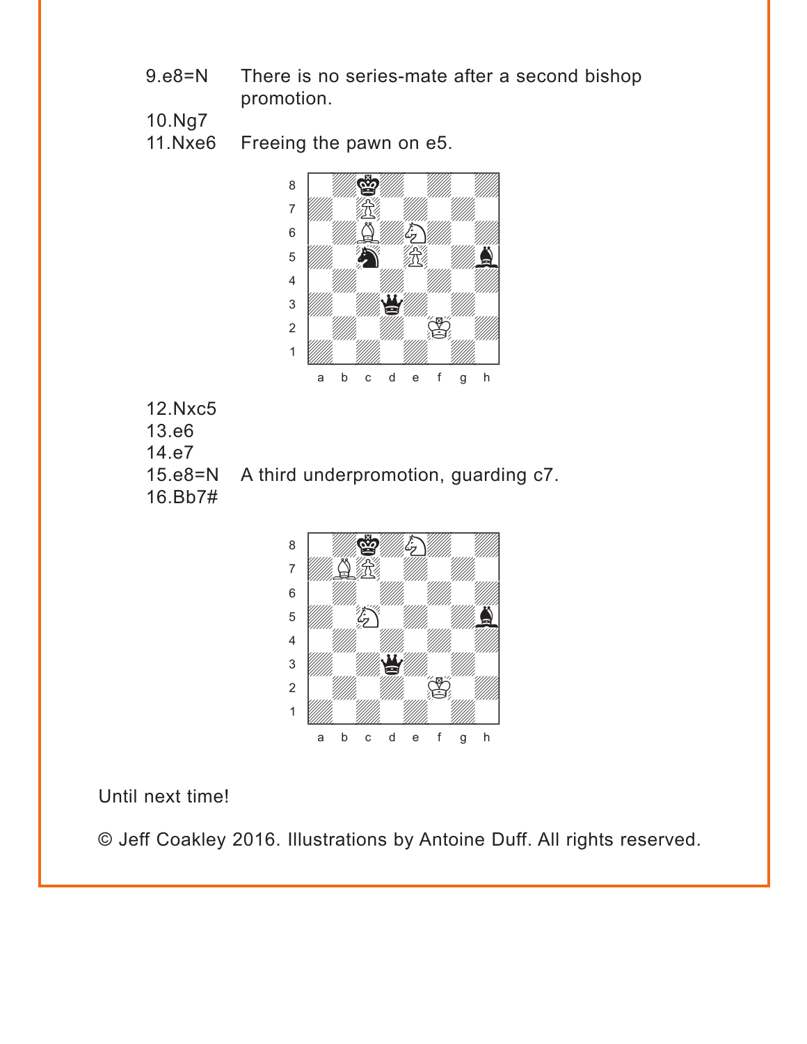9.e8=N There is no series-mate after a second bishop promotion.

10.Ng7

11.Nxe6 Freeing the pawn on e5.

12.Nxc5

13.e6

14.e7

15.e8=N A third underpromotion, guarding c7.

16.Bb7#

Until next time!

© Jeff Coakley 2016. Illustrations by Antoine Duff. All rights reserved.